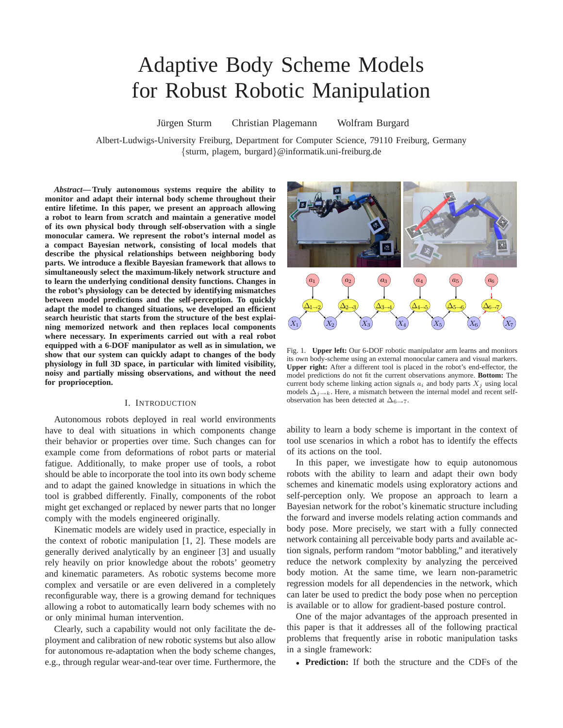# Adaptive Body Scheme Models for Robust Robotic Manipulation

Jürgen Sturm  Christian Plagemann  Wolfram Burgard

Albert-Ludwigs-University Freiburg, Department for Computer Science, 79110 Freiburg, Germany
{sturm, plagem, burgard}@informatik.uni-freiburg.de

***Abstract*— Truly autonomous systems require the ability to monitor and adapt their internal body scheme throughout their entire lifetime. In this paper, we present an approach allowing a robot to learn from scratch and maintain a generative model of its own physical body through self-observation with a single monocular camera. We represent the robot's internal model as a compact Bayesian network, consisting of local models that describe the physical relationships between neighboring body parts. We introduce a flexible Bayesian framework that allows to simultaneously select the maximum-likely network structure and to learn the underlying conditional density functions. Changes in the robot's physiology can be detected by identifying mismatches between model predictions and the self-perception. To quickly adapt the model to changed situations, we developed an efficient search heuristic that starts from the structure of the best explaining memorized network and then replaces local components where necessary. In experiments carried out with a real robot equipped with a 6-DOF manipulator as well as in simulation, we show that our system can quickly adapt to changes of the body physiology in full 3D space, in particular with limited visibility, noisy and partially missing observations, and without the need for proprioception.**

Fig. 1. **Upper left:** Our 6-DOF robotic manipulator arm learns and monitors its own body-scheme using an external monocular camera and visual markers. **Upper right:** After a different tool is placed in the robot's end-effector, the model predictions do not fit the current observations anymore. **Bottom:** The current body scheme linking action signals $a_i$ and body parts $X_j$ using local models $\Delta_{j\to k}$. Here, a mismatch between the internal model and recent self-observation has been detected at $\Delta_{6\to 7}$.

## I. Introduction

Autonomous robots deployed in real world environments have to deal with situations in which components change their behavior or properties over time. Such changes can for example come from deformations of robot parts or material fatigue. Additionally, to make proper use of tools, a robot should be able to incorporate the tool into its own body scheme and to adapt the gained knowledge in situations in which the tool is grabbed differently. Finally, components of the robot might get exchanged or replaced by newer parts that no longer comply with the models engineered originally.

Kinematic models are widely used in practice, especially in the context of robotic manipulation [1, 2]. These models are generally derived analytically by an engineer [3] and usually rely heavily on prior knowledge about the robots' geometry and kinematic parameters. As robotic systems become more complex and versatile or are even delivered in a completely reconfigurable way, there is a growing demand for techniques allowing a robot to automatically learn body schemes with no or only minimal human intervention.

Clearly, such a capability would not only facilitate the deployment and calibration of new robotic systems but also allow for autonomous re-adaptation when the body scheme changes, e.g., through regular wear-and-tear over time. Furthermore, the ability to learn a body scheme is important in the context of tool use scenarios in which a robot has to identify the effects of its actions on the tool.

In this paper, we investigate how to equip autonomous robots with the ability to learn and adapt their own body schemes and kinematic models using exploratory actions and self-perception only. We propose an approach to learn a Bayesian network for the robot's kinematic structure including the forward and inverse models relating action commands and body pose. More precisely, we start with a fully connected network containing all perceivable body parts and available action signals, perform random "motor babbling," and iteratively reduce the network complexity by analyzing the perceived body motion. At the same time, we learn non-parametric regression models for all dependencies in the network, which can later be used to predict the body pose when no perception is available or to allow for gradient-based posture control.

One of the major advantages of the approach presented in this paper is that it addresses all of the following practical problems that frequently arise in robotic manipulation tasks in a single framework:

- **Prediction:** If both the structure and the CDFs of the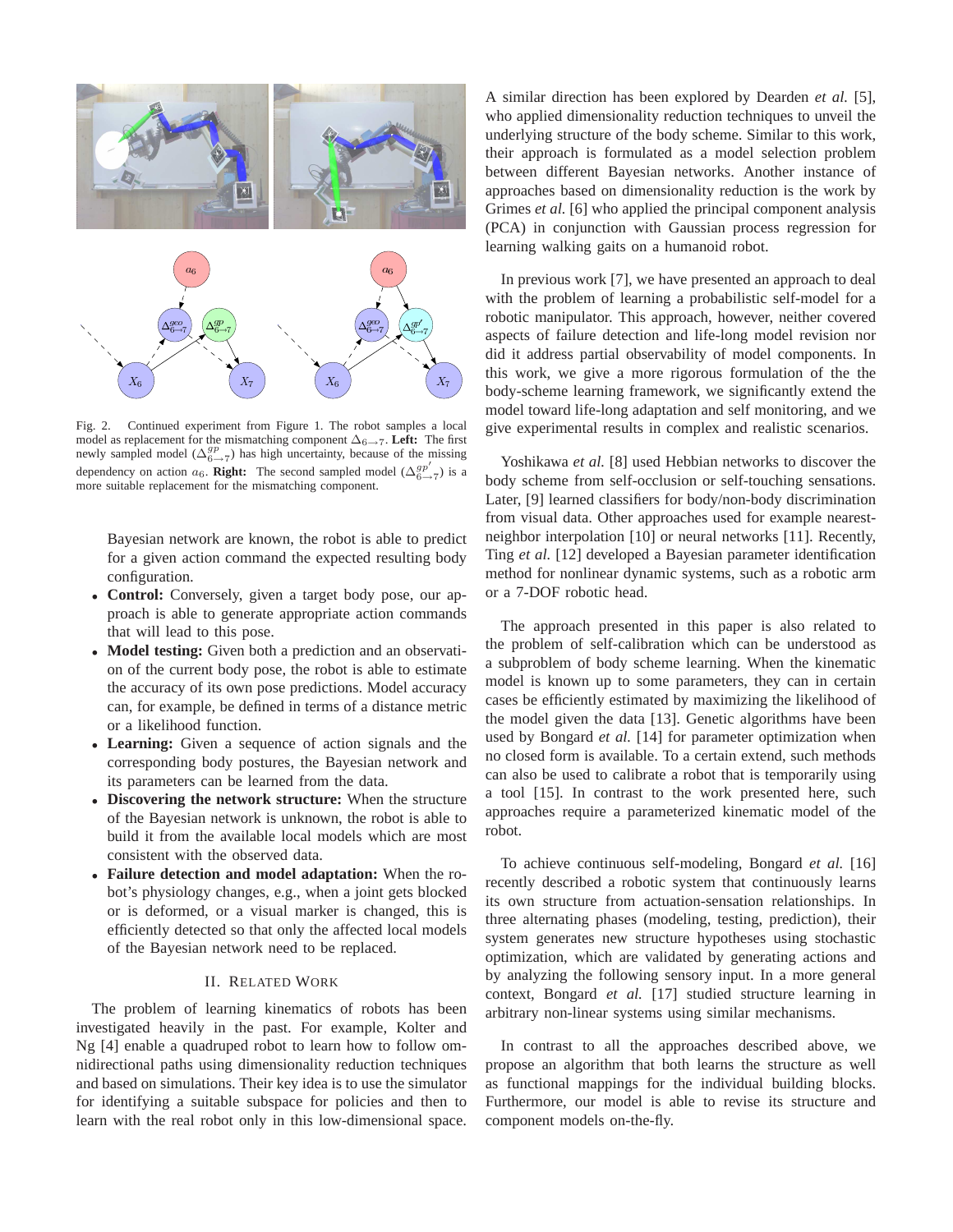Fig. 2. Continued experiment from Figure 1. The robot samples a local model as replacement for the mismatching component $\Delta_{6\to7}$. **Left:** The first newly sampled model ($\Delta^{gp}_{6\to7}$) has high uncertainty, because of the missing dependency on action $a_6$. **Right:** The second sampled model ($\Delta^{gp'}_{6\to7}$) is a more suitable replacement for the mismatching component.

Bayesian network are known, the robot is able to predict for a given action command the expected resulting body configuration.

- **Control:** Conversely, given a target body pose, our approach is able to generate appropriate action commands that will lead to this pose.
- **Model testing:** Given both a prediction and an observation of the current body pose, the robot is able to estimate the accuracy of its own pose predictions. Model accuracy can, for example, be defined in terms of a distance metric or a likelihood function.
- **Learning:** Given a sequence of action signals and the corresponding body postures, the Bayesian network and its parameters can be learned from the data.
- **Discovering the network structure:** When the structure of the Bayesian network is unknown, the robot is able to build it from the available local models which are most consistent with the observed data.
- **Failure detection and model adaptation:** When the robot's physiology changes, e.g., when a joint gets blocked or is deformed, or a visual marker is changed, this is efficiently detected so that only the affected local models of the Bayesian network need to be replaced.

## II. Related Work

The problem of learning kinematics of robots has been investigated heavily in the past. For example, Kolter and Ng [4] enable a quadruped robot to learn how to follow omnidirectional paths using dimensionality reduction techniques and based on simulations. Their key idea is to use the simulator for identifying a suitable subspace for policies and then to learn with the real robot only in this low-dimensional space. A similar direction has been explored by Dearden *et al.* [5], who applied dimensionality reduction techniques to unveil the underlying structure of the body scheme. Similar to this work, their approach is formulated as a model selection problem between different Bayesian networks. Another instance of approaches based on dimensionality reduction is the work by Grimes *et al.* [6] who applied the principal component analysis (PCA) in conjunction with Gaussian process regression for learning walking gaits on a humanoid robot.

In previous work [7], we have presented an approach to deal with the problem of learning a probabilistic self-model for a robotic manipulator. This approach, however, neither covered aspects of failure detection and life-long model revision nor did it address partial observability of model components. In this work, we give a more rigorous formulation of the the body-scheme learning framework, we significantly extend the model toward life-long adaptation and self monitoring, and we give experimental results in complex and realistic scenarios.

Yoshikawa *et al.* [8] used Hebbian networks to discover the body scheme from self-occlusion or self-touching sensations. Later, [9] learned classifiers for body/non-body discrimination from visual data. Other approaches used for example nearest-neighbor interpolation [10] or neural networks [11]. Recently, Ting *et al.* [12] developed a Bayesian parameter identification method for nonlinear dynamic systems, such as a robotic arm or a 7-DOF robotic head.

The approach presented in this paper is also related to the problem of self-calibration which can be understood as a subproblem of body scheme learning. When the kinematic model is known up to some parameters, they can in certain cases be efficiently estimated by maximizing the likelihood of the model given the data [13]. Genetic algorithms have been used by Bongard *et al.* [14] for parameter optimization when no closed form is available. To a certain extend, such methods can also be used to calibrate a robot that is temporarily using a tool [15]. In contrast to the work presented here, such approaches require a parameterized kinematic model of the robot.

To achieve continuous self-modeling, Bongard *et al.* [16] recently described a robotic system that continuously learns its own structure from actuation-sensation relationships. In three alternating phases (modeling, testing, prediction), their system generates new structure hypotheses using stochastic optimization, which are validated by generating actions and by analyzing the following sensory input. In a more general context, Bongard *et al.* [17] studied structure learning in arbitrary non-linear systems using similar mechanisms.

In contrast to all the approaches described above, we propose an algorithm that both learns the structure as well as functional mappings for the individual building blocks. Furthermore, our model is able to revise its structure and component models on-the-fly.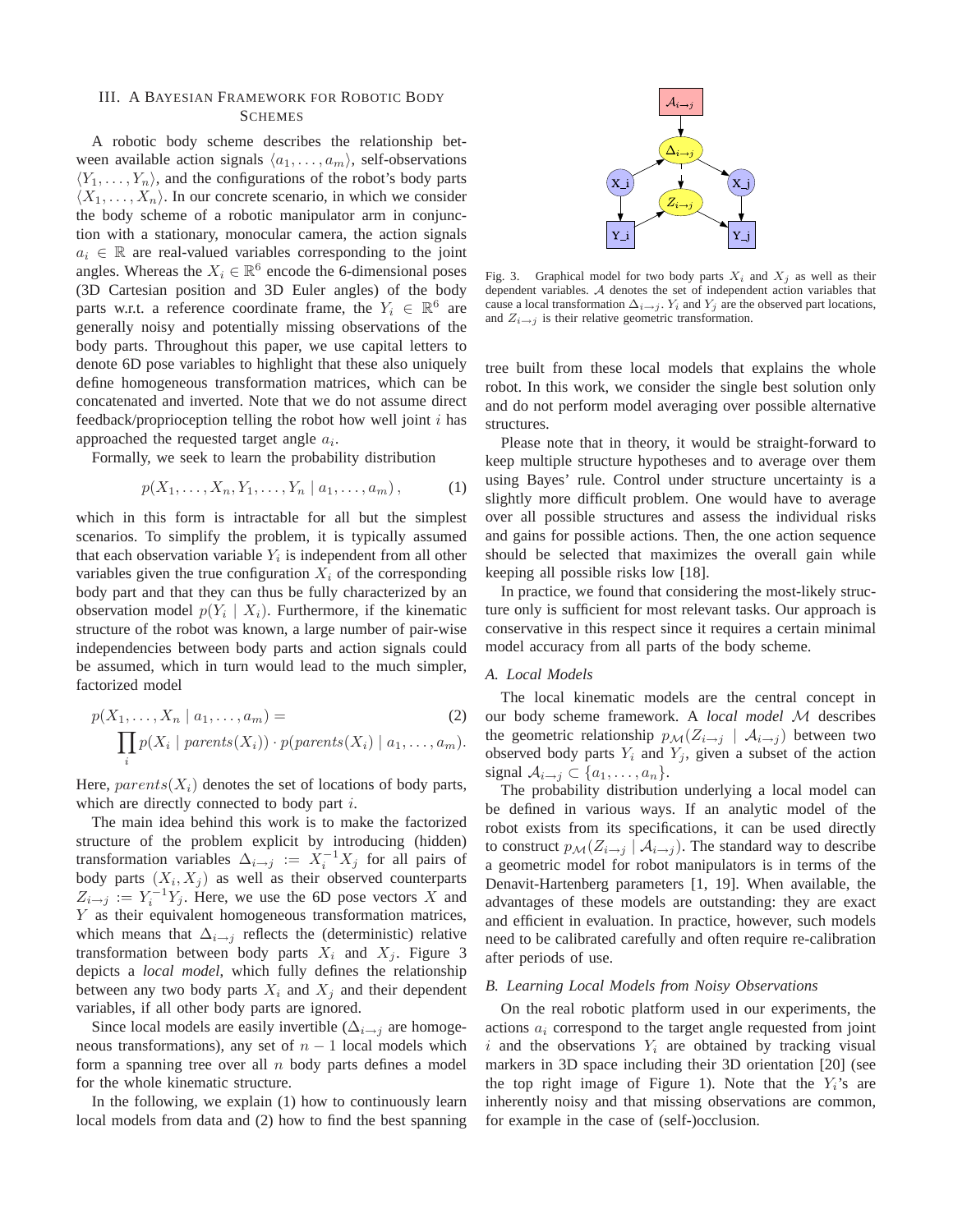## III. A Bayesian Framework for Robotic Body Schemes

A robotic body scheme describes the relationship between available action signals $\langle a_1, \ldots, a_m \rangle$, self-observations $\langle Y_1, \ldots, Y_n \rangle$, and the configurations of the robot's body parts $\langle X_1, \ldots, X_n \rangle$. In our concrete scenario, in which we consider the body scheme of a robotic manipulator arm in conjunction with a stationary, monocular camera, the action signals $a_i \in \mathbb{R}$ are real-valued variables corresponding to the joint angles. Whereas the $X_i \in \mathbb{R}^6$ encode the 6-dimensional poses (3D Cartesian position and 3D Euler angles) of the body parts w.r.t. a reference coordinate frame, the $Y_i \in \mathbb{R}^6$ are generally noisy and potentially missing observations of the body parts. Throughout this paper, we use capital letters to denote 6D pose variables to highlight that these also uniquely define homogeneous transformation matrices, which can be concatenated and inverted. Note that we do not assume direct feedback/proprioception telling the robot how well joint $i$ has approached the requested target angle $a_i$.

Formally, we seek to learn the probability distribution

$$p(X_1, \ldots, X_n, Y_1, \ldots, Y_n \mid a_1, \ldots, a_m), \tag{1}$$

which in this form is intractable for all but the simplest scenarios. To simplify the problem, it is typically assumed that each observation variable $Y_i$ is independent from all other variables given the true configuration $X_i$ of the corresponding body part and that they can thus be fully characterized by an observation model $p(Y_i \mid X_i)$. Furthermore, if the kinematic structure of the robot was known, a large number of pair-wise independencies between body parts and action signals could be assumed, which in turn would lead to the much simpler, factorized model

$$\begin{aligned} &p(X_1, \ldots, X_n \mid a_1, \ldots, a_m) = \\ &\prod_i p(X_i \mid \mathit{parents}(X_i)) \cdot p(\mathit{parents}(X_i) \mid a_1, \ldots, a_m). \end{aligned} \tag{2}$$

Here, $\mathit{parents}(X_i)$ denotes the set of locations of body parts, which are directly connected to body part $i$.

The main idea behind this work is to make the factorized structure of the problem explicit by introducing (hidden) transformation variables $\Delta_{i\to j} := X_i^{-1} X_j$ for all pairs of body parts $(X_i, X_j)$ as well as their observed counterparts $Z_{i\to j} := Y_i^{-1} Y_j$. Here, we use the 6D pose vectors $X$ and $Y$ as their equivalent homogeneous transformation matrices, which means that $\Delta_{i\to j}$ reflects the (deterministic) relative transformation between body parts $X_i$ and $X_j$. Figure 3 depicts a *local model*, which fully defines the relationship between any two body parts $X_i$ and $X_j$ and their dependent variables, if all other body parts are ignored.

Since local models are easily invertible ($\Delta_{i\to j}$ are homogeneous transformations), any set of $n-1$ local models which form a spanning tree over all $n$ body parts defines a model for the whole kinematic structure.

In the following, we explain (1) how to continuously learn local models from data and (2) how to find the best spanning tree built from these local models that explains the whole robot. In this work, we consider the single best solution only and do not perform model averaging over possible alternative structures.

Fig. 3. Graphical model for two body parts $X_i$ and $X_j$ as well as their dependent variables. $\mathcal{A}$ denotes the set of independent action variables that cause a local transformation $\Delta_{i\to j}$. $Y_i$ and $Y_j$ are the observed part locations, and $Z_{i\to j}$ is their relative geometric transformation.

Please note that in theory, it would be straight-forward to keep multiple structure hypotheses and to average over them using Bayes' rule. Control under structure uncertainty is a slightly more difficult problem. One would have to average over all possible structures and assess the individual risks and gains for possible actions. Then, the one action sequence should be selected that maximizes the overall gain while keeping all possible risks low [18].

In practice, we found that considering the most-likely structure only is sufficient for most relevant tasks. Our approach is conservative in this respect since it requires a certain minimal model accuracy from all parts of the body scheme.

### A. Local Models

The local kinematic models are the central concept in our body scheme framework. A *local model* $\mathcal{M}$ describes the geometric relationship $p_{\mathcal{M}}(Z_{i\to j} \mid \mathcal{A}_{i\to j})$ between two observed body parts $Y_i$ and $Y_j$, given a subset of the action signal $\mathcal{A}_{i\to j} \subset \{a_1, \ldots, a_n\}$.

The probability distribution underlying a local model can be defined in various ways. If an analytic model of the robot exists from its specifications, it can be used directly to construct $p_{\mathcal{M}}(Z_{i\to j} \mid \mathcal{A}_{i\to j})$. The standard way to describe a geometric model for robot manipulators is in terms of the Denavit-Hartenberg parameters [1, 19]. When available, the advantages of these models are outstanding: they are exact and efficient in evaluation. In practice, however, such models need to be calibrated carefully and often require re-calibration after periods of use.

### B. Learning Local Models from Noisy Observations

On the real robotic platform used in our experiments, the actions $a_i$ correspond to the target angle requested from joint $i$ and the observations $Y_i$ are obtained by tracking visual markers in 3D space including their 3D orientation [20] (see the top right image of Figure 1). Note that the $Y_i$'s are inherently noisy and that missing observations are common, for example in the case of (self-)occlusion.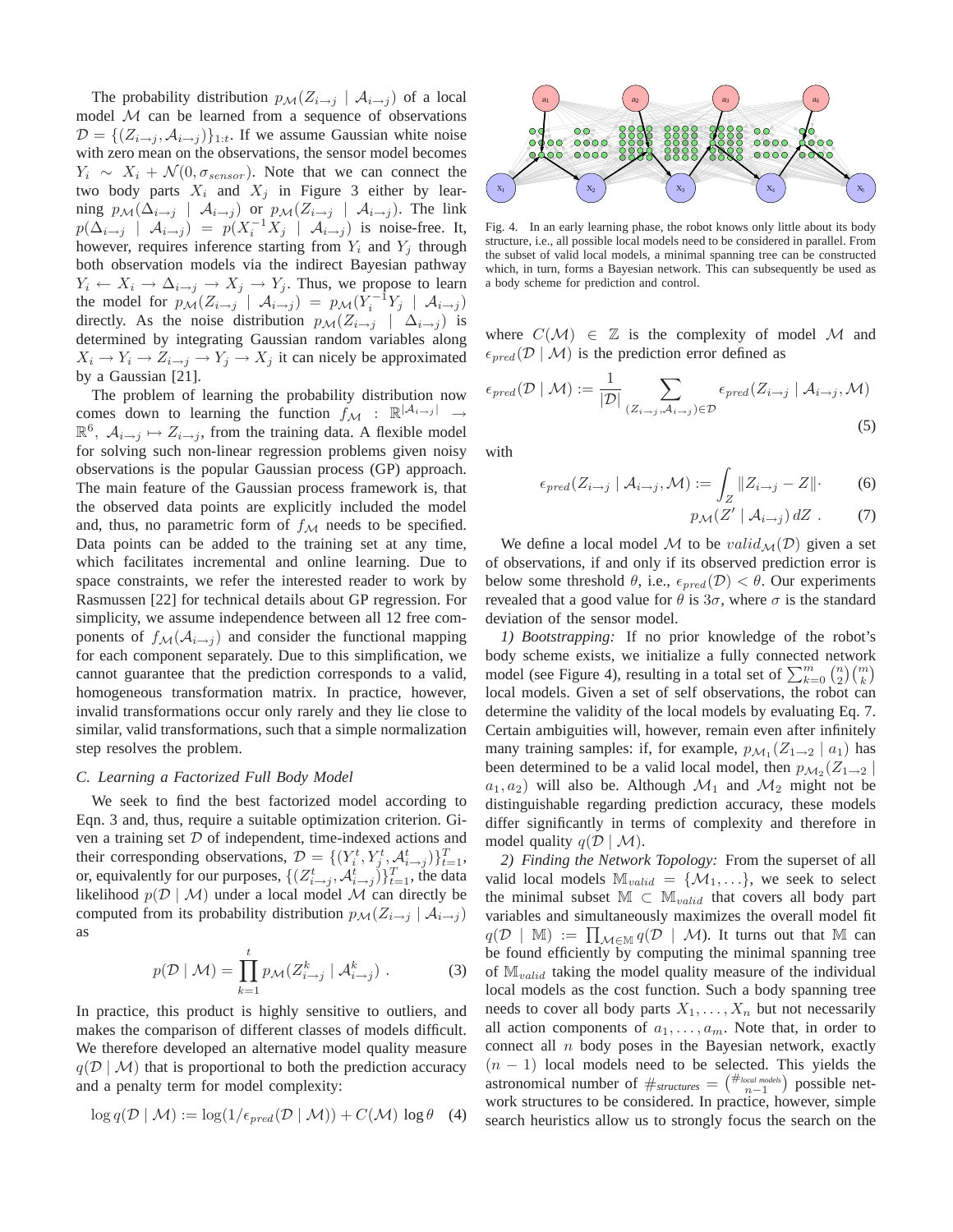The probability distribution $p_{\mathcal{M}}(Z_{i\to j} \mid \mathcal{A}_{i\to j})$ of a local model $\mathcal{M}$ can be learned from a sequence of observations $\mathcal{D} = \{(Z_{i\to j}, \mathcal{A}_{i\to j})\}_{1:t}$. If we assume Gaussian white noise with zero mean on the observations, the sensor model becomes $Y_i \sim X_i + \mathcal{N}(0, \sigma_{sensor})$. Note that we can connect the two body parts $X_i$ and $X_j$ in Figure 3 either by learning $p_{\mathcal{M}}(\Delta_{i\to j} \mid \mathcal{A}_{i\to j})$ or $p_{\mathcal{M}}(Z_{i\to j} \mid \mathcal{A}_{i\to j})$. The link $p(\Delta_{i\to j} \mid \mathcal{A}_{i\to j}) = p(X_i^{-1}X_j \mid \mathcal{A}_{i\to j})$ is noise-free. It, however, requires inference starting from $Y_i$ and $Y_j$ through both observation models via the indirect Bayesian pathway $Y_i \leftarrow X_i \to \Delta_{i\to j} \to X_j \to Y_j$. Thus, we propose to learn the model for $p_{\mathcal{M}}(Z_{i\to j} \mid \mathcal{A}_{i\to j}) = p_{\mathcal{M}}(Y_i^{-1}Y_j \mid \mathcal{A}_{i\to j})$ directly. As the noise distribution $p_{\mathcal{M}}(Z_{i\to j} \mid \Delta_{i\to j})$ is determined by integrating Gaussian random variables along $X_i \to Y_i \to Z_{i\to j} \to Y_j \to X_j$ it can nicely be approximated by a Gaussian [21].

The problem of learning the probability distribution now comes down to learning the function $f_{\mathcal{M}} : \mathbb{R}^{|\mathcal{A}_{i\to j}|} \to \mathbb{R}^6$, $\mathcal{A}_{i\to j} \mapsto Z_{i\to j}$, from the training data. A flexible model for solving such non-linear regression problems given noisy observations is the popular Gaussian process (GP) approach. The main feature of the Gaussian process framework is, that the observed data points are explicitly included the model and, thus, no parametric form of $f_{\mathcal{M}}$ needs to be specified. Data points can be added to the training set at any time, which facilitates incremental and online learning. Due to space constraints, we refer the interested reader to work by Rasmussen [22] for technical details about GP regression. For simplicity, we assume independence between all 12 free components of $f_{\mathcal{M}}(\mathcal{A}_{i\to j})$ and consider the functional mapping for each component separately. Due to this simplification, we cannot guarantee that the prediction corresponds to a valid, homogeneous transformation matrix. In practice, however, invalid transformations occur only rarely and they lie close to similar, valid transformations, such that a simple normalization step resolves the problem.

### C. Learning a Factorized Full Body Model

We seek to find the best factorized model according to Eqn. 3 and, thus, require a suitable optimization criterion. Given a training set $\mathcal{D}$ of independent, time-indexed actions and their corresponding observations, $\mathcal{D} = \{(Y_i^t, Y_j^t, \mathcal{A}_{i\to j}^t)\}_{t=1}^T$, or, equivalently for our purposes, $\{(Z_{i\to j}^t, \mathcal{A}_{i\to j}^t)\}_{t=1}^T$, the data likelihood $p(\mathcal{D} \mid \mathcal{M})$ under a local model $\mathcal{M}$ can directly be computed from its probability distribution $p_{\mathcal{M}}(Z_{i\to j} \mid \mathcal{A}_{i\to j})$ as

$$p(\mathcal{D} \mid \mathcal{M}) = \prod_{k=1}^{t} p_{\mathcal{M}}(Z_{i\to j}^k \mid \mathcal{A}_{i\to j}^k) \ . \tag{3}$$

In practice, this product is highly sensitive to outliers, and makes the comparison of different classes of models difficult. We therefore developed an alternative model quality measure $q(\mathcal{D} \mid \mathcal{M})$ that is proportional to both the prediction accuracy and a penalty term for model complexity:

$$\log q(\mathcal{D} \mid \mathcal{M}) := \log(1/\epsilon_{pred}(\mathcal{D} \mid \mathcal{M})) + C(\mathcal{M}) \log\theta \tag{4}$$

Fig. 4. In an early learning phase, the robot knows only little about its body structure, i.e., all possible local models need to be considered in parallel. From the subset of valid local models, a minimal spanning tree can be constructed which, in turn, forms a Bayesian network. This can subsequently be used as a body scheme for prediction and control.

where $C(\mathcal{M}) \in \mathbb{Z}$ is the complexity of model $\mathcal{M}$ and $\epsilon_{pred}(\mathcal{D} \mid \mathcal{M})$ is the prediction error defined as

$$\epsilon_{pred}(\mathcal{D} \mid \mathcal{M}) := \frac{1}{|\mathcal{D}|} \sum_{(Z_{i\to j}, \mathcal{A}_{i\to j}) \in \mathcal{D}} \epsilon_{pred}(Z_{i\to j} \mid \mathcal{A}_{i\to j}, \mathcal{M}) \tag{5}$$

with

$$\epsilon_{pred}(Z_{i\to j} \mid \mathcal{A}_{i\to j}, \mathcal{M}) := \int_Z \|Z_{i\to j} - Z\| \cdot \tag{6}$$

$$p_{\mathcal{M}}(Z' \mid \mathcal{A}_{i\to j})\, dZ \ . \tag{7}$$

We define a local model $\mathcal{M}$ to be $valid_{\mathcal{M}}(\mathcal{D})$ given a set of observations, if and only if its observed prediction error is below some threshold $\theta$, i.e., $\epsilon_{pred}(\mathcal{D}) < \theta$. Our experiments revealed that a good value for $\theta$ is $3\sigma$, where $\sigma$ is the standard deviation of the sensor model.

*1) Bootstrapping:* If no prior knowledge of the robot's body scheme exists, we initialize a fully connected network model (see Figure 4), resulting in a total set of $\sum_{k=0}^{m} \binom{n}{2}\binom{m}{k}$ local models. Given a set of self observations, the robot can determine the validity of the local models by evaluating Eq. 7. Certain ambiguities will, however, remain even after infinitely many training samples: if, for example, $p_{\mathcal{M}_1}(Z_{1\to 2} \mid a_1)$ has been determined to be a valid local model, then $p_{\mathcal{M}_2}(Z_{1\to 2} \mid a_1, a_2)$ will also be. Although $\mathcal{M}_1$ and $\mathcal{M}_2$ might not be distinguishable regarding prediction accuracy, these models differ significantly in terms of complexity and therefore in model quality $q(\mathcal{D} \mid \mathcal{M})$.

*2) Finding the Network Topology:* From the superset of all valid local models $\mathbb{M}_{valid} = \{\mathcal{M}_1, \ldots\}$, we seek to select the minimal subset $\mathbb{M} \subset \mathbb{M}_{valid}$ that covers all body part variables and simultaneously maximizes the overall model fit $q(\mathcal{D} \mid \mathbb{M}) := \prod_{\mathcal{M} \in \mathbb{M}} q(\mathcal{D} \mid \mathcal{M})$. It turns out that $\mathbb{M}$ can be found efficiently by computing the minimal spanning tree of $\mathbb{M}_{valid}$ taking the model quality measure of the individual local models as the cost function. Such a body spanning tree needs to cover all body parts $X_1, \ldots, X_n$ but not necessarily all action components of $a_1, \ldots, a_m$. Note that, in order to connect all $n$ body poses in the Bayesian network, exactly $(n-1)$ local models need to be selected. This yields the astronomical number of $\#_{structures} = \binom{\#_{local\ models}}{n-1}$ possible network structures to be considered. In practice, however, simple search heuristics allow us to strongly focus the search on the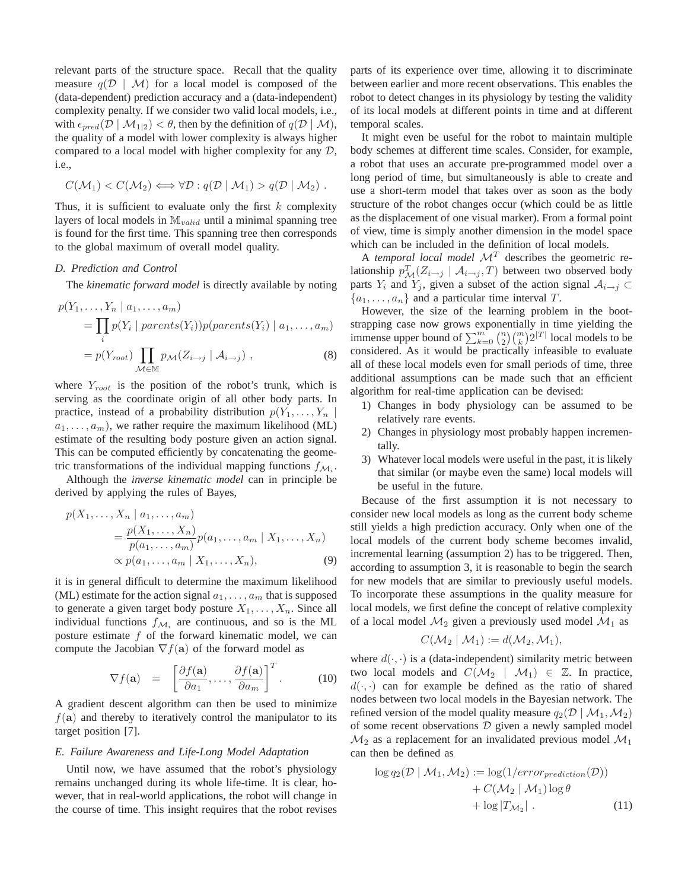relevant parts of the structure space. Recall that the quality measure $q(\mathcal{D} \mid \mathcal{M})$ for a local model is composed of the (data-dependent) prediction accuracy and a (data-independent) complexity penalty. If we consider two valid local models, i.e., with $\epsilon_{pred}(\mathcal{D} \mid \mathcal{M}_{1|2}) < \theta$, then by the definition of $q(\mathcal{D} \mid \mathcal{M})$, the quality of a model with lower complexity is always higher compared to a local model with higher complexity for any $\mathcal{D}$, i.e.,

$$C(\mathcal{M}_1) < C(\mathcal{M}_2) \Longleftrightarrow \forall \mathcal{D} : q(\mathcal{D} \mid \mathcal{M}_1) > q(\mathcal{D} \mid \mathcal{M}_2) \ .$$

Thus, it is sufficient to evaluate only the first $k$ complexity layers of local models in $\mathbb{M}_{valid}$ until a minimal spanning tree is found for the first time. This spanning tree then corresponds to the global maximum of overall model quality.

### D. Prediction and Control

The *kinematic forward model* is directly available by noting

$$\begin{aligned} p(Y_1, \ldots, Y_n \mid a_1, \ldots, a_m) \\ &= \prod_i p(Y_i \mid parents(Y_i)) p(parents(Y_i) \mid a_1, \ldots, a_m) \\ &= p(Y_{root}) \prod_{\mathcal{M} \in \mathbb{M}} p_{\mathcal{M}}(Z_{i \rightarrow j} \mid \mathcal{A}_{i \rightarrow j}) \ , \end{aligned} \tag{8}$$

where $Y_{root}$ is the position of the robot's trunk, which is serving as the coordinate origin of all other body parts. In practice, instead of a probability distribution $p(Y_1, \ldots, Y_n \mid a_1, \ldots, a_m)$, we rather require the maximum likelihood (ML) estimate of the resulting body posture given an action signal. This can be computed efficiently by concatenating the geometric transformations of the individual mapping functions $f_{\mathcal{M}_i}$.

Although the *inverse kinematic model* can in principle be derived by applying the rules of Bayes,

$$\begin{aligned} p(X_1, \ldots, X_n \mid a_1, \ldots, a_m) \\ &= \frac{p(X_1, \ldots, X_n)}{p(a_1, \ldots, a_m)} p(a_1, \ldots, a_m \mid X_1, \ldots, X_n) \\ &\propto p(a_1, \ldots, a_m \mid X_1, \ldots, X_n), \end{aligned} \tag{9}$$

it is in general difficult to determine the maximum likelihood (ML) estimate for the action signal $a_1, \ldots, a_m$ that is supposed to generate a given target body posture $X_1, \ldots, X_n$. Since all individual functions $f_{\mathcal{M}_i}$ are continuous, and so is the ML posture estimate $f$ of the forward kinematic model, we can compute the Jacobian $\nabla f(\mathbf{a})$ of the forward model as

$$\nabla f(\mathbf{a}) \ = \ \left[ \frac{\partial f(\mathbf{a})}{\partial a_1}, \ldots, \frac{\partial f(\mathbf{a})}{\partial a_m} \right]^T . \tag{10}$$

A gradient descent algorithm can then be used to minimize $f(\mathbf{a})$ and thereby to iteratively control the manipulator to its target position [7].

### E. Failure Awareness and Life-Long Model Adaptation

Until now, we have assumed that the robot's physiology remains unchanged during its whole life-time. It is clear, however, that in real-world applications, the robot will change in the course of time. This insight requires that the robot revises parts of its experience over time, allowing it to discriminate between earlier and more recent observations. This enables the robot to detect changes in its physiology by testing the validity of its local models at different points in time and at different temporal scales.

It might even be useful for the robot to maintain multiple body schemes at different time scales. Consider, for example, a robot that uses an accurate pre-programmed model over a long period of time, but simultaneously is able to create and use a short-term model that takes over as soon as the body structure of the robot changes occur (which could be as little as the displacement of one visual marker). From a formal point of view, time is simply another dimension in the model space which can be included in the definition of local models.

A *temporal local model* $\mathcal{M}^T$ describes the geometric relationship $p^T_{\mathcal{M}}(Z_{i \rightarrow j} \mid \mathcal{A}_{i \rightarrow j}, T)$ between two observed body parts $Y_i$ and $Y_j$, given a subset of the action signal $\mathcal{A}_{i \rightarrow j} \subset \{a_1, \ldots, a_n\}$ and a particular time interval $T$.

However, the size of the learning problem in the bootstrapping case now grows exponentially in time yielding the immense upper bound of $\sum_{k=0}^{m} \binom{n}{2} \binom{m}{k} 2^{|T|}$ local models to be considered. As it would be practically infeasible to evaluate all of these local models even for small periods of time, three additional assumptions can be made such that an efficient algorithm for real-time application can be devised:

1) Changes in body physiology can be assumed to be relatively rare events.
2) Changes in physiology most probably happen incrementally.
3) Whatever local models were useful in the past, it is likely that similar (or maybe even the same) local models will be useful in the future.

Because of the first assumption it is not necessary to consider new local models as long as the current body scheme still yields a high prediction accuracy. Only when one of the local models of the current body scheme becomes invalid, incremental learning (assumption 2) has to be triggered. Then, according to assumption 3, it is reasonable to begin the search for new models that are similar to previously useful models. To incorporate these assumptions in the quality measure for local models, we first define the concept of relative complexity of a local model $\mathcal{M}_2$ given a previously used model $\mathcal{M}_1$ as

$$C(\mathcal{M}_2 \mid \mathcal{M}_1) := d(\mathcal{M}_2, \mathcal{M}_1),$$

where $d(\cdot, \cdot)$ is a (data-independent) similarity metric between two local models and $C(\mathcal{M}_2 \mid \mathcal{M}_1) \in \mathbb{Z}$. In practice, $d(\cdot, \cdot)$ can for example be defined as the ratio of shared nodes between two local models in the Bayesian network. The refined version of the model quality measure $q_2(\mathcal{D} \mid \mathcal{M}_1, \mathcal{M}_2)$ of some recent observations $\mathcal{D}$ given a newly sampled model $\mathcal{M}_2$ as a replacement for an invalidated previous model $\mathcal{M}_1$ can then be defined as

$$\begin{aligned} \log q_2(\mathcal{D} \mid \mathcal{M}_1, \mathcal{M}_2) := \log(1/error_{prediction}(\mathcal{D})) \\ + C(\mathcal{M}_2 \mid \mathcal{M}_1) \log \theta \\ + \log |T_{\mathcal{M}_2}| \ . \end{aligned} \tag{11}$$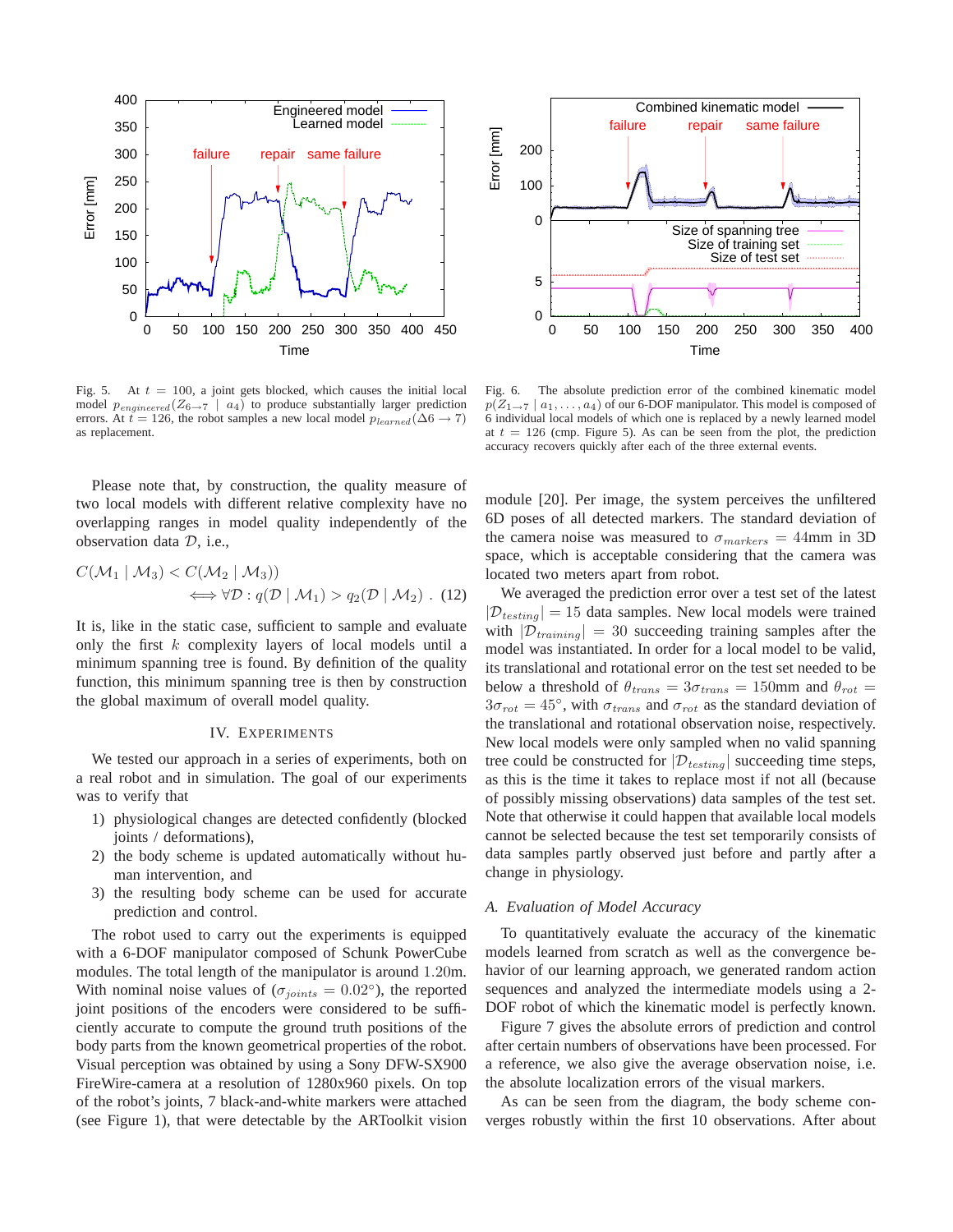Fig. 5. At $t = 100$, a joint gets blocked, which causes the initial local model $p_{engineered}(Z_{6\rightarrow 7} \mid a_4)$ to produce substantially larger prediction errors. At $t = 126$, the robot samples a new local model $p_{learned}(\Delta 6 \rightarrow 7)$ as replacement.

Fig. 6. The absolute prediction error of the combined kinematic model $p(Z_{1\rightarrow 7} \mid a_1, \ldots, a_4)$ of our 6-DOF manipulator. This model is composed of 6 individual local models of which one is replaced by a newly learned model at $t = 126$ (cmp. Figure 5). As can be seen from the plot, the prediction accuracy recovers quickly after each of the three external events.

Please note that, by construction, the quality measure of two local models with different relative complexity have no overlapping ranges in model quality independently of the observation data $\mathcal{D}$, i.e.,

$$C(\mathcal{M}_1 \mid \mathcal{M}_3) < C(\mathcal{M}_2 \mid \mathcal{M}_3)) \iff \forall \mathcal{D} : q(\mathcal{D} \mid \mathcal{M}_1) > q_2(\mathcal{D} \mid \mathcal{M}_2) \ . \quad (12)$$

It is, like in the static case, sufficient to sample and evaluate only the first $k$ complexity layers of local models until a minimum spanning tree is found. By definition of the quality function, this minimum spanning tree is then by construction the global maximum of overall model quality.

## IV. Experiments

We tested our approach in a series of experiments, both on a real robot and in simulation. The goal of our experiments was to verify that

1) physiological changes are detected confidently (blocked joints / deformations),
2) the body scheme is updated automatically without human intervention, and
3) the resulting body scheme can be used for accurate prediction and control.

The robot used to carry out the experiments is equipped with a 6-DOF manipulator composed of Schunk PowerCube modules. The total length of the manipulator is around 1.20m. With nominal noise values of ($\sigma_{joints} = 0.02°$), the reported joint positions of the encoders were considered to be sufficiently accurate to compute the ground truth positions of the body parts from the known geometrical properties of the robot. Visual perception was obtained by using a Sony DFW-SX900 FireWire-camera at a resolution of 1280x960 pixels. On top of the robot's joints, 7 black-and-white markers were attached (see Figure 1), that were detectable by the ARToolkit vision module [20]. Per image, the system perceives the unfiltered 6D poses of all detected markers. The standard deviation of the camera noise was measured to $\sigma_{markers} = 44$mm in 3D space, which is acceptable considering that the camera was located two meters apart from robot.

We averaged the prediction error over a test set of the latest $|\mathcal{D}_{testing}| = 15$ data samples. New local models were trained with $|\mathcal{D}_{training}| = 30$ succeeding training samples after the model was instantiated. In order for a local model to be valid, its translational and rotational error on the test set needed to be below a threshold of $\theta_{trans} = 3\sigma_{trans} = 150$mm and $\theta_{rot} = 3\sigma_{rot} = 45°$, with $\sigma_{trans}$ and $\sigma_{rot}$ as the standard deviation of the translational and rotational observation noise, respectively. New local models were only sampled when no valid spanning tree could be constructed for $|\mathcal{D}_{testing}|$ succeeding time steps, as this is the time it takes to replace most if not all (because of possibly missing observations) data samples of the test set. Note that otherwise it could happen that available local models cannot be selected because the test set temporarily consists of data samples partly observed just before and partly after a change in physiology.

### A. Evaluation of Model Accuracy

To quantitatively evaluate the accuracy of the kinematic models learned from scratch as well as the convergence behavior of our learning approach, we generated random action sequences and analyzed the intermediate models using a 2-DOF robot of which the kinematic model is perfectly known.

Figure 7 gives the absolute errors of prediction and control after certain numbers of observations have been processed. For a reference, we also give the average observation noise, i.e. the absolute localization errors of the visual markers.

As can be seen from the diagram, the body scheme converges robustly within the first 10 observations. After about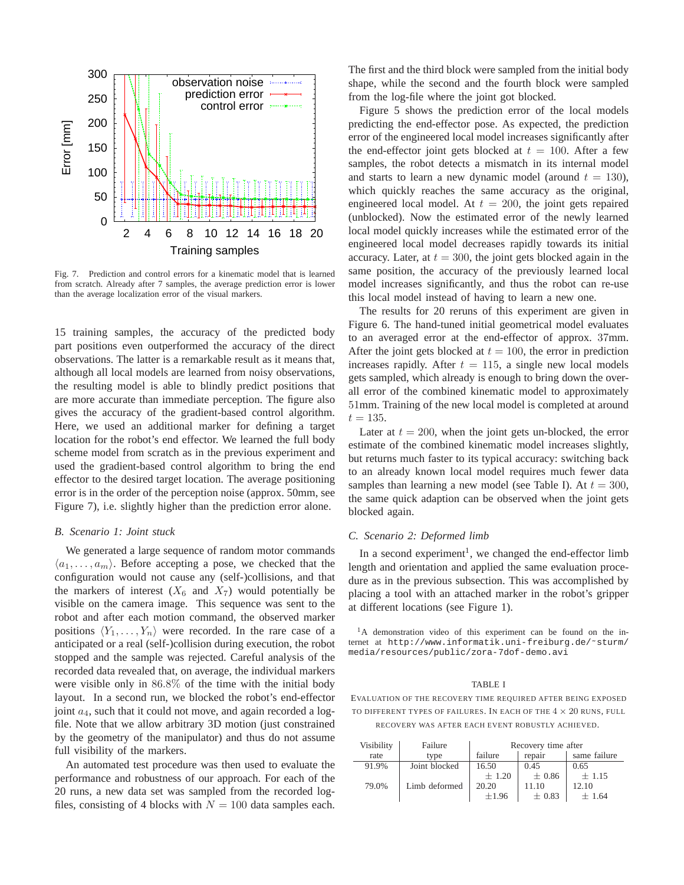Fig. 7. Prediction and control errors for a kinematic model that is learned from scratch. Already after 7 samples, the average prediction error is lower than the average localization error of the visual markers.

15 training samples, the accuracy of the predicted body part positions even outperformed the accuracy of the direct observations. The latter is a remarkable result as it means that, although all local models are learned from noisy observations, the resulting model is able to blindly predict positions that are more accurate than immediate perception. The figure also gives the accuracy of the gradient-based control algorithm. Here, we used an additional marker for defining a target location for the robot's end effector. We learned the full body scheme model from scratch as in the previous experiment and used the gradient-based control algorithm to bring the end effector to the desired target location. The average positioning error is in the order of the perception noise (approx. 50mm, see Figure 7), i.e. slightly higher than the prediction error alone.

### B. Scenario 1: Joint stuck

We generated a large sequence of random motor commands $\langle a_1, \ldots, a_m \rangle$. Before accepting a pose, we checked that the configuration would not cause any (self-)collisions, and that the markers of interest ($X_6$ and $X_7$) would potentially be visible on the camera image. This sequence was sent to the robot and after each motion command, the observed marker positions $\langle Y_1, \ldots, Y_n \rangle$ were recorded. In the rare case of a anticipated or a real (self-)collision during execution, the robot stopped and the sample was rejected. Careful analysis of the recorded data revealed that, on average, the individual markers were visible only in $86.8\%$ of the time with the initial body layout. In a second run, we blocked the robot's end-effector joint $a_4$, such that it could not move, and again recorded a log-file. Note that we allow arbitrary 3D motion (just constrained by the geometry of the manipulator) and thus do not assume full visibility of the markers.

An automated test procedure was then used to evaluate the performance and robustness of our approach. For each of the 20 runs, a new data set was sampled from the recorded log-files, consisting of 4 blocks with $N = 100$ data samples each. The first and the third block were sampled from the initial body shape, while the second and the fourth block were sampled from the log-file where the joint got blocked.

Figure 5 shows the prediction error of the local models predicting the end-effector pose. As expected, the prediction error of the engineered local model increases significantly after the end-effector joint gets blocked at $t = 100$. After a few samples, the robot detects a mismatch in its internal model and starts to learn a new dynamic model (around $t = 130$), which quickly reaches the same accuracy as the original, engineered local model. At $t = 200$, the joint gets repaired (unblocked). Now the estimated error of the newly learned local model quickly increases while the estimated error of the engineered local model decreases rapidly towards its initial accuracy. Later, at $t = 300$, the joint gets blocked again in the same position, the accuracy of the previously learned local model increases significantly, and thus the robot can re-use this local model instead of having to learn a new one.

The results for 20 reruns of this experiment are given in Figure 6. The hand-tuned initial geometrical model evaluates to an averaged error at the end-effector of approx. 37mm. After the joint gets blocked at $t = 100$, the error in prediction increases rapidly. After $t = 115$, a single new local models gets sampled, which already is enough to bring down the overall error of the combined kinematic model to approximately 51mm. Training of the new local model is completed at around $t = 135$.

Later at $t = 200$, when the joint gets un-blocked, the error estimate of the combined kinematic model increases slightly, but returns much faster to its typical accuracy: switching back to an already known local model requires much fewer data samples than learning a new model (see Table I). At $t = 300$, the same quick adaption can be observed when the joint gets blocked again.

### C. Scenario 2: Deformed limb

In a second experiment[1], we changed the end-effector limb length and orientation and applied the same evaluation procedure as in the previous subsection. This was accomplished by placing a tool with an attached marker in the robot's gripper at different locations (see Figure 1).

[1] A demonstration video of this experiment can be found on the internet at http://www.informatik.uni-freiburg.de/~sturm/media/resources/public/zora-7dof-demo.avi

TABLE I

EVALUATION OF THE RECOVERY TIME REQUIRED AFTER BEING EXPOSED TO DIFFERENT TYPES OF FAILURES. IN EACH OF THE $4 \times 20$ RUNS, FULL RECOVERY WAS AFTER EACH EVENT ROBUSTLY ACHIEVED.

| Visibility rate | Failure type | Recovery time after failure | Recovery time after repair | Recovery time after same failure |
|---|---|---|---|---|
| 91.9% | Joint blocked | 16.50 ± 1.20 | 0.45 ± 0.86 | 0.65 ± 1.15 |
| 79.0% | Limb deformed | 20.20 ±1.96 | 11.10 ± 0.83 | 12.10 ± 1.64 |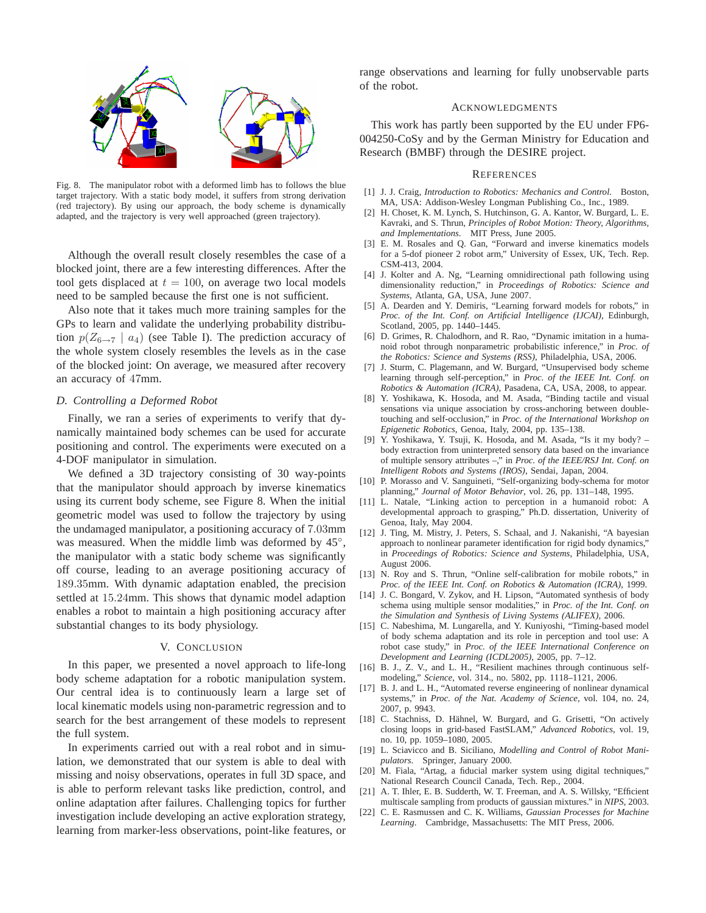Fig. 8. The manipulator robot with a deformed limb has to follows the blue target trajectory. With a static body model, it suffers from strong derivation (red trajectory). By using our approach, the body scheme is dynamically adapted, and the trajectory is very well approached (green trajectory).

Although the overall result closely resembles the case of a blocked joint, there are a few interesting differences. After the tool gets displaced at $t = 100$, on average two local models need to be sampled because the first one is not sufficient.

Also note that it takes much more training samples for the GPs to learn and validate the underlying probability distribution $p(Z_{6\to7} \mid a_4)$ (see Table I). The prediction accuracy of the whole system closely resembles the levels as in the case of the blocked joint: On average, we measured after recovery an accuracy of $47$mm.

### *D. Controlling a Deformed Robot*

Finally, we ran a series of experiments to verify that dynamically maintained body schemes can be used for accurate positioning and control. The experiments were executed on a 4-DOF manipulator in simulation.

We defined a 3D trajectory consisting of 30 way-points that the manipulator should approach by inverse kinematics using its current body scheme, see Figure 8. When the initial geometric model was used to follow the trajectory by using the undamaged manipulator, a positioning accuracy of $7.03$mm was measured. When the middle limb was deformed by $45^\circ$, the manipulator with a static body scheme was significantly off course, leading to an average positioning accuracy of $189.35$mm. With dynamic adaptation enabled, the precision settled at $15.24$mm. This shows that dynamic model adaption enables a robot to maintain a high positioning accuracy after substantial changes to its body physiology.

## V. Conclusion

In this paper, we presented a novel approach to life-long body scheme adaptation for a robotic manipulation system. Our central idea is to continuously learn a large set of local kinematic models using non-parametric regression and to search for the best arrangement of these models to represent the full system.

In experiments carried out with a real robot and in simulation, we demonstrated that our system is able to deal with missing and noisy observations, operates in full 3D space, and is able to perform relevant tasks like prediction, control, and online adaptation after failures. Challenging topics for further investigation include developing an active exploration strategy, learning from marker-less observations, point-like features, or range observations and learning for fully unobservable parts of the robot.

## Acknowledgments

This work has partly been supported by the EU under FP6-004250-CoSy and by the German Ministry for Education and Research (BMBF) through the DESIRE project.

## References

[1] J. J. Craig, *Introduction to Robotics: Mechanics and Control*. Boston, MA, USA: Addison-Wesley Longman Publishing Co., Inc., 1989.

[2] H. Choset, K. M. Lynch, S. Hutchinson, G. A. Kantor, W. Burgard, L. E. Kavraki, and S. Thrun, *Principles of Robot Motion: Theory, Algorithms, and Implementations*. MIT Press, June 2005.

[3] E. M. Rosales and Q. Gan, "Forward and inverse kinematics models for a 5-dof pioneer 2 robot arm," University of Essex, UK, Tech. Rep. CSM-413, 2004.

[4] J. Kolter and A. Ng, "Learning omnidirectional path following using dimensionality reduction," in *Proceedings of Robotics: Science and Systems*, Atlanta, GA, USA, June 2007.

[5] A. Dearden and Y. Demiris, "Learning forward models for robots," in *Proc. of the Int. Conf. on Artificial Intelligence (IJCAI)*, Edinburgh, Scotland, 2005, pp. 1440–1445.

[6] D. Grimes, R. Chalodhorn, and R. Rao, "Dynamic imitation in a humanoid robot through nonparametric probabilistic inference," in *Proc. of the Robotics: Science and Systems (RSS)*, Philadelphia, USA, 2006.

[7] J. Sturm, C. Plagemann, and W. Burgard, "Unsupervised body scheme learning through self-perception," in *Proc. of the IEEE Int. Conf. on Robotics & Automation (ICRA)*, Pasadena, CA, USA, 2008, to appear.

[8] Y. Yoshikawa, K. Hosoda, and M. Asada, "Binding tactile and visual sensations via unique association by cross-anchoring between double-touching and self-occlusion," in *Proc. of the International Workshop on Epigenetic Robotics*, Genoa, Italy, 2004, pp. 135–138.

[9] Y. Yoshikawa, Y. Tsuji, K. Hosoda, and M. Asada, "Is it my body? – body extraction from uninterpreted sensory data based on the invariance of multiple sensory attributes –," in *Proc. of the IEEE/RSJ Int. Conf. on Intelligent Robots and Systems (IROS)*, Sendai, Japan, 2004.

[10] P. Morasso and V. Sanguineti, "Self-organizing body-schema for motor planning," *Journal of Motor Behavior*, vol. 26, pp. 131–148, 1995.

[11] L. Natale, "Linking action to perception in a humanoid robot: A developmental approach to grasping," Ph.D. dissertation, Univerity of Genoa, Italy, May 2004.

[12] J. Ting, M. Mistry, J. Peters, S. Schaal, and J. Nakanishi, "A bayesian approach to nonlinear parameter identification for rigid body dynamics," in *Proceedings of Robotics: Science and Systems*, Philadelphia, USA, August 2006.

[13] N. Roy and S. Thrun, "Online self-calibration for mobile robots," in *Proc. of the IEEE Int. Conf. on Robotics & Automation (ICRA)*, 1999.

[14] J. C. Bongard, V. Zykov, and H. Lipson, "Automated synthesis of body schema using multiple sensor modalities," in *Proc. of the Int. Conf. on the Simulation and Synthesis of Living Systems (ALIFEX)*, 2006.

[15] C. Nabeshima, M. Lungarella, and Y. Kuniyoshi, "Timing-based model of body schema adaptation and its role in perception and tool use: A robot case study," in *Proc. of the IEEE International Conference on Development and Learning (ICDL2005)*, 2005, pp. 7–12.

[16] B. J., Z. V., and L. H., "Resilient machines through continuous self-modeling," *Science*, vol. 314., no. 5802, pp. 1118–1121, 2006.

[17] B. J. and L. H., "Automated reverse engineering of nonlinear dynamical systems," in *Proc. of the Nat. Academy of Science*, vol. 104, no. 24, 2007, p. 9943.

[18] C. Stachniss, D. Hähnel, W. Burgard, and G. Grisetti, "On actively closing loops in grid-based FastSLAM," *Advanced Robotics*, vol. 19, no. 10, pp. 1059–1080, 2005.

[19] L. Sciavicco and B. Siciliano, *Modelling and Control of Robot Manipulators*. Springer, January 2000.

[20] M. Fiala, "Artag, a fiducial marker system using digital techniques," National Research Council Canada, Tech. Rep., 2004.

[21] A. T. Ihler, E. B. Sudderth, W. T. Freeman, and A. S. Willsky, "Efficient multiscale sampling from products of gaussian mixtures." in *NIPS*, 2003.

[22] C. E. Rasmussen and C. K. Williams, *Gaussian Processes for Machine Learning*. Cambridge, Massachusetts: The MIT Press, 2006.